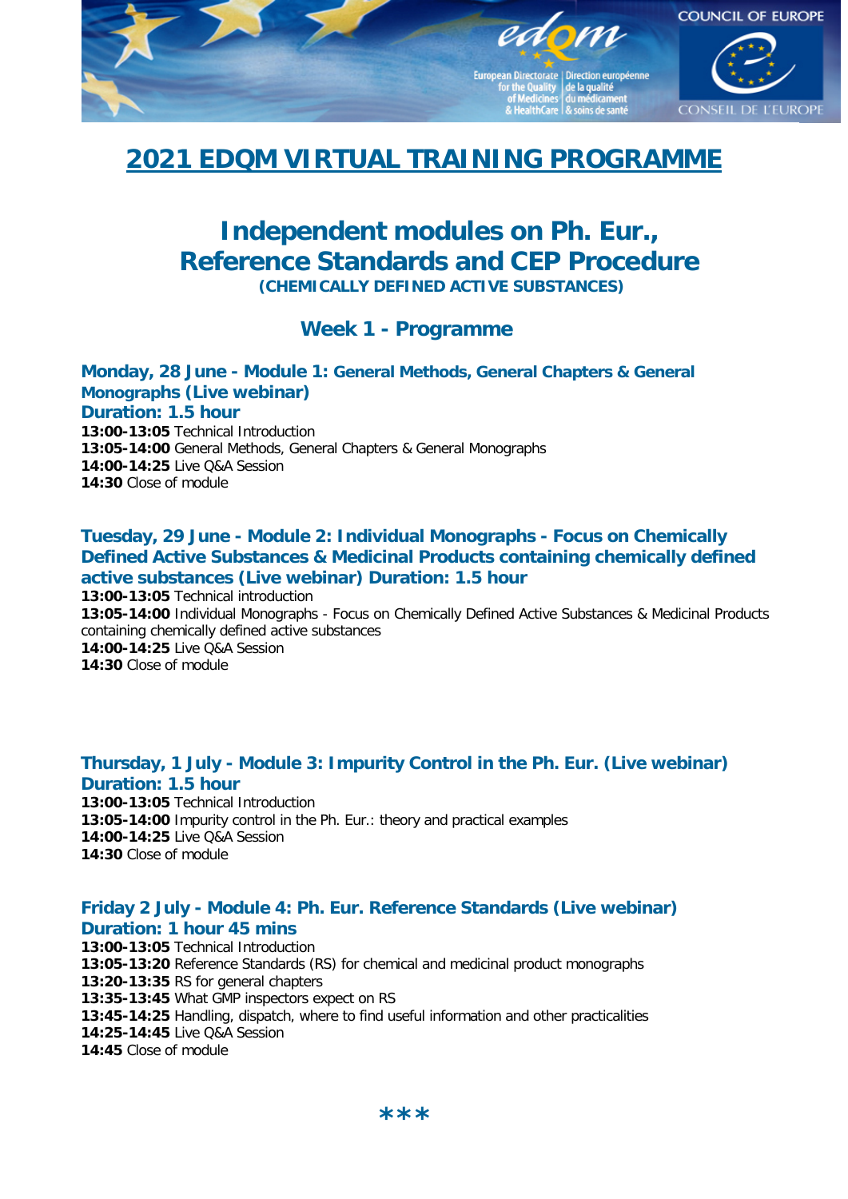# 2021 EDQM VIRTUAL TRAINING PROGRAMME

## Independent modules on Ph. Eur., Reference Standards and CEP Procedure

**(CHEMICALLY DEFINED ACTIVE SUBSTANCES)**

### Week 1 - Programme

#### Monday, 28 June - Module 1: General Methods, General Chapters & General Monographs (Live webinar)
#### Duration: 1.5 hour

**13:00-13:05** Technical Introduction
**13:05-14:00** General Methods, General Chapters & General Monographs
**14:00-14:25** Live Q&A Session
**14:30** Close of module

#### Tuesday, 29 June - Module 2: Individual Monographs - Focus on Chemically Defined Active Substances & Medicinal Products containing chemically defined active substances (Live webinar) Duration: 1.5 hour

**13:00-13:05** Technical introduction
**13:05-14:00** Individual Monographs - Focus on Chemically Defined Active Substances & Medicinal Products containing chemically defined active substances
**14:00-14:25** Live Q&A Session
**14:30** Close of module

#### Thursday, 1 July - Module 3: Impurity Control in the Ph. Eur. (Live webinar)
#### Duration: 1.5 hour

**13:00-13:05** Technical Introduction
**13:05-14:00** Impurity control in the Ph. Eur.: theory and practical examples
**14:00-14:25** Live Q&A Session
**14:30** Close of module

#### Friday 2 July - Module 4: Ph. Eur. Reference Standards (Live webinar)
#### Duration: 1 hour 45 mins

**13:00-13:05** Technical Introduction
**13:05-13:20** Reference Standards (RS) for chemical and medicinal product monographs
**13:20-13:35** RS for general chapters
**13:35-13:45** What GMP inspectors expect on RS
**13:45-14:25** Handling, dispatch, where to find useful information and other practicalities
**14:25-14:45** Live Q&A Session
**14:45** Close of module

***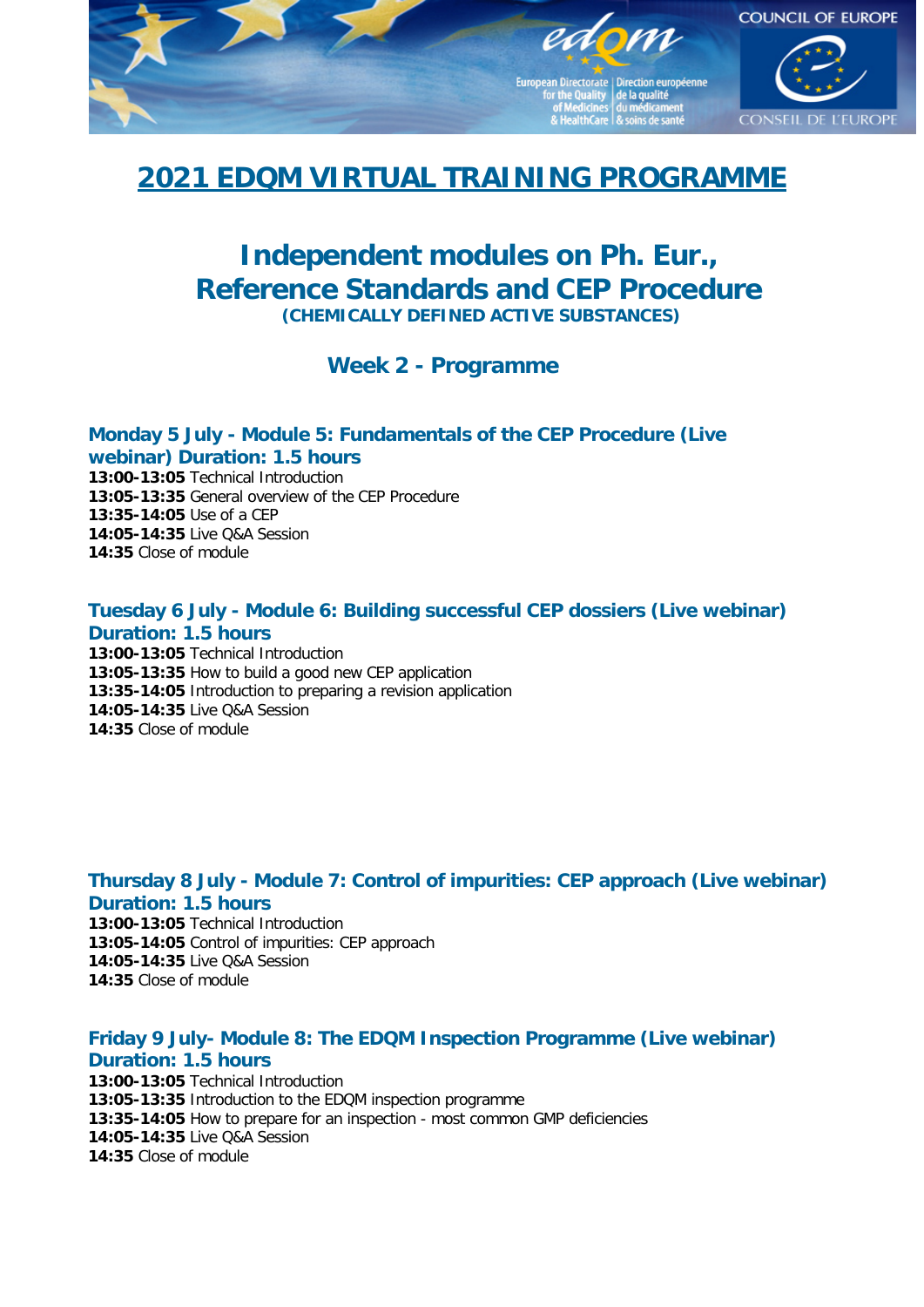# 2021 EDQM VIRTUAL TRAINING PROGRAMME

## Independent modules on Ph. Eur., Reference Standards and CEP Procedure

**(CHEMICALLY DEFINED ACTIVE SUBSTANCES)**

### Week 2 - Programme

#### Monday 5 July - Module 5: Fundamentals of the CEP Procedure (Live webinar) Duration: 1.5 hours

**13:00-13:05** Technical Introduction
**13:05-13:35** General overview of the CEP Procedure
**13:35-14:05** Use of a CEP
**14:05-14:35** Live Q&A Session
**14:35** Close of module

#### Tuesday 6 July - Module 6: Building successful CEP dossiers (Live webinar) Duration: 1.5 hours

**13:00-13:05** Technical Introduction
**13:05-13:35** How to build a good new CEP application
**13:35-14:05** Introduction to preparing a revision application
**14:05-14:35** Live Q&A Session
**14:35** Close of module

#### Thursday 8 July - Module 7: Control of impurities: CEP approach (Live webinar) Duration: 1.5 hours

**13:00-13:05** Technical Introduction
**13:05-14:05** Control of impurities: CEP approach
**14:05-14:35** Live Q&A Session
**14:35** Close of module

#### Friday 9 July- Module 8: The EDQM Inspection Programme (Live webinar) Duration: 1.5 hours

**13:00-13:05** Technical Introduction
**13:05-13:35** Introduction to the EDQM inspection programme
**13:35-14:05** How to prepare for an inspection - most common GMP deficiencies
**14:05-14:35** Live Q&A Session
**14:35** Close of module